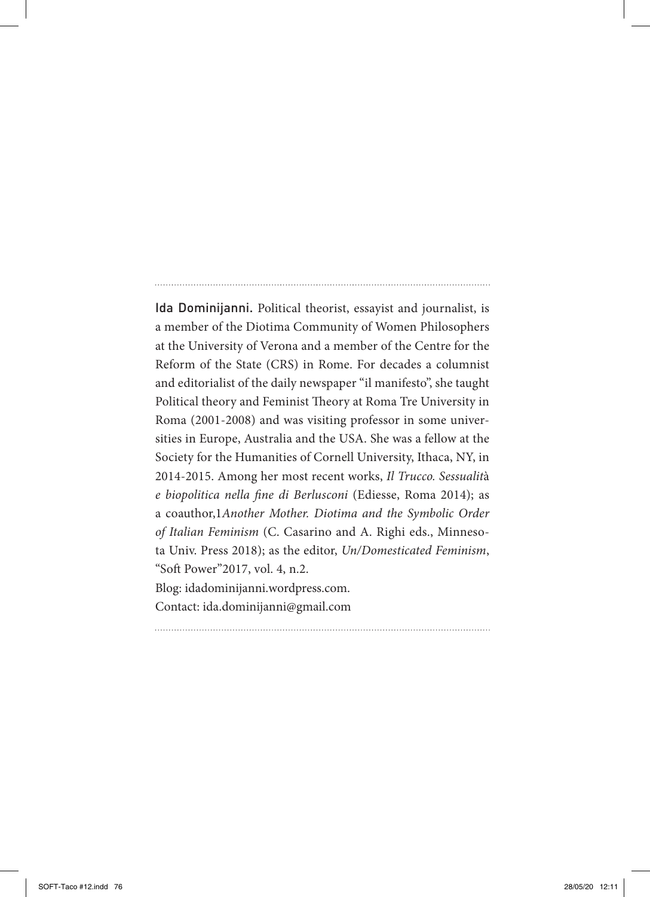**Ida Dominijanni.** Political theorist, essayist and journalist, is a member of the Diotima Community of Women Philosophers at the University of Verona and a member of the Centre for the Reform of the State (CRS) in Rome. For decades a columnist and editorialist of the daily newspaper "il manifesto", she taught Political theory and Feminist Theory at Roma Tre University in Roma (2001-2008) and was visiting professor in some universities in Europe, Australia and the USA. She was a fellow at the Society for the Humanities of Cornell University, Ithaca, NY, in 2014-2015. Among her most recent works, *Il Trucco. Sessualità e biopolitica nella fine di Berlusconi* (Ediesse, Roma 2014); as a coauthor,1*Another Mother. Diotima and the Symbolic Order of Italian Feminism* (C. Casarino and A. Righi eds., Minnesota Univ. Press 2018); as the editor, *Un/Domesticated Feminism*, "Soft Power"2017, vol. 4, n.2.

Blog: idadominijanni.wordpress.com.

Contact: ida.dominijanni@gmail.com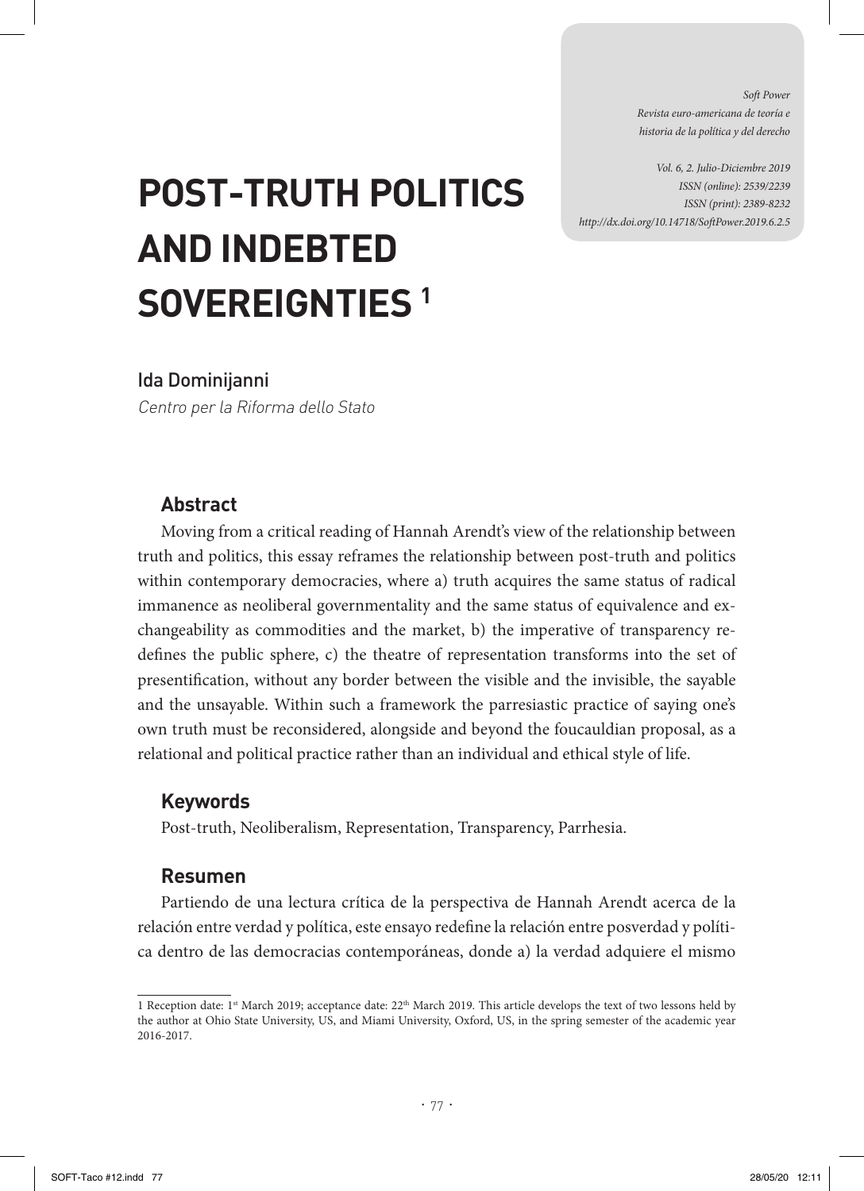# POST-TRUTH POLITICS AND INDEBTED SOVEREIGNTIES [1]

Ida Dominijanni

*Centro per la Riforma dello Stato*

### Abstract

Moving from a critical reading of Hannah Arendt's view of the relationship between truth and politics, this essay reframes the relationship between post-truth and politics within contemporary democracies, where a) truth acquires the same status of radical immanence as neoliberal governmentality and the same status of equivalence and exchangeability as commodities and the market, b) the imperative of transparency redefines the public sphere, c) the theatre of representation transforms into the set of presentification, without any border between the visible and the invisible, the sayable and the unsayable. Within such a framework the parresiastic practice of saying one's own truth must be reconsidered, alongside and beyond the foucauldian proposal, as a relational and political practice rather than an individual and ethical style of life.

### Keywords

Post-truth, Neoliberalism, Representation, Transparency, Parrhesia.

### Resumen

Partiendo de una lectura crítica de la perspectiva de Hannah Arendt acerca de la relación entre verdad y política, este ensayo redefine la relación entre posverdad y política dentro de las democracias contemporáneas, donde a) la verdad adquiere el mismo

---

[1] Reception date: 1st March 2019; acceptance date: 22th March 2019. This article develops the text of two lessons held by the author at Ohio State University, US, and Miami University, Oxford, US, in the spring semester of the academic year 2016-2017.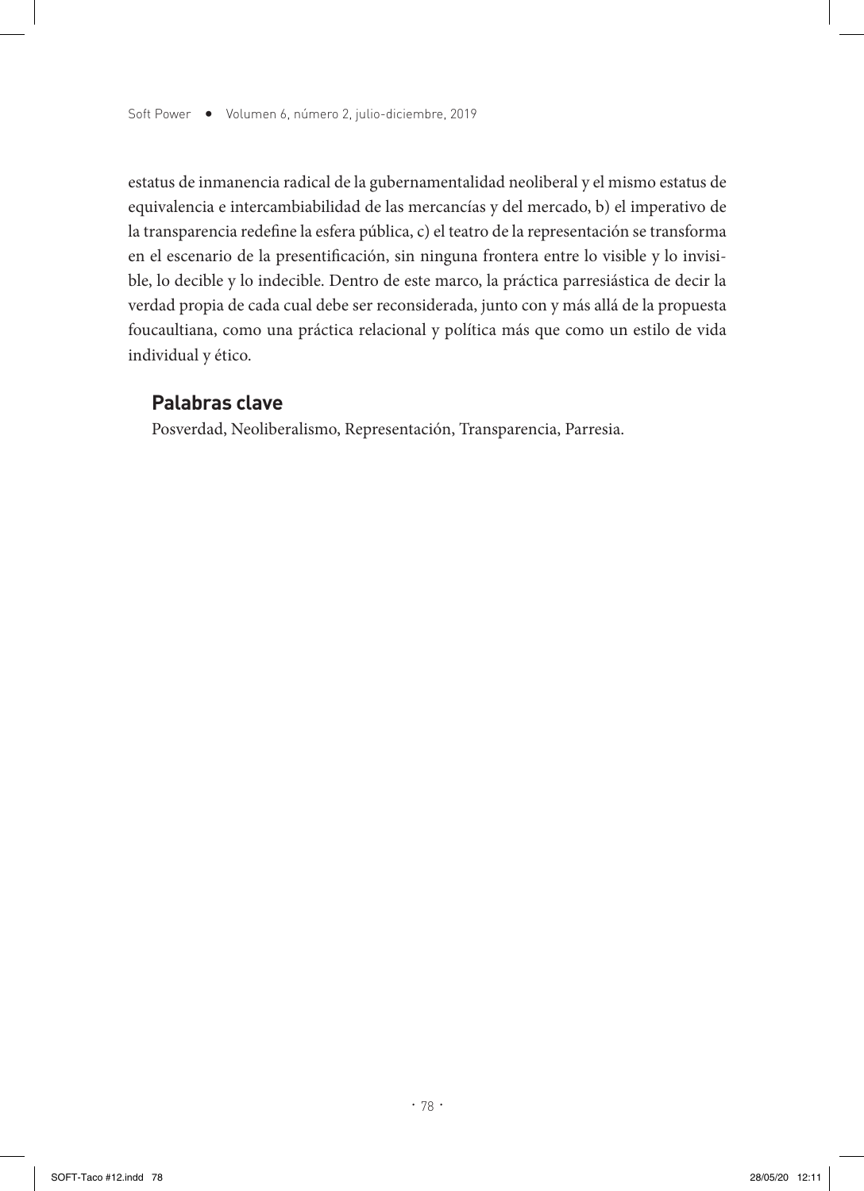estatus de inmanencia radical de la gubernamentalidad neoliberal y el mismo estatus de equivalencia e intercambiabilidad de las mercancías y del mercado, b) el imperativo de la transparencia redefine la esfera pública, c) el teatro de la representación se transforma en el escenario de la presentificación, sin ninguna frontera entre lo visible y lo invisible, lo decible y lo indecible. Dentro de este marco, la práctica parresiástica de decir la verdad propia de cada cual debe ser reconsiderada, junto con y más allá de la propuesta foucaultiana, como una práctica relacional y política más que como un estilo de vida individual y ético.

## Palabras clave

Posverdad, Neoliberalismo, Representación, Transparencia, Parresia.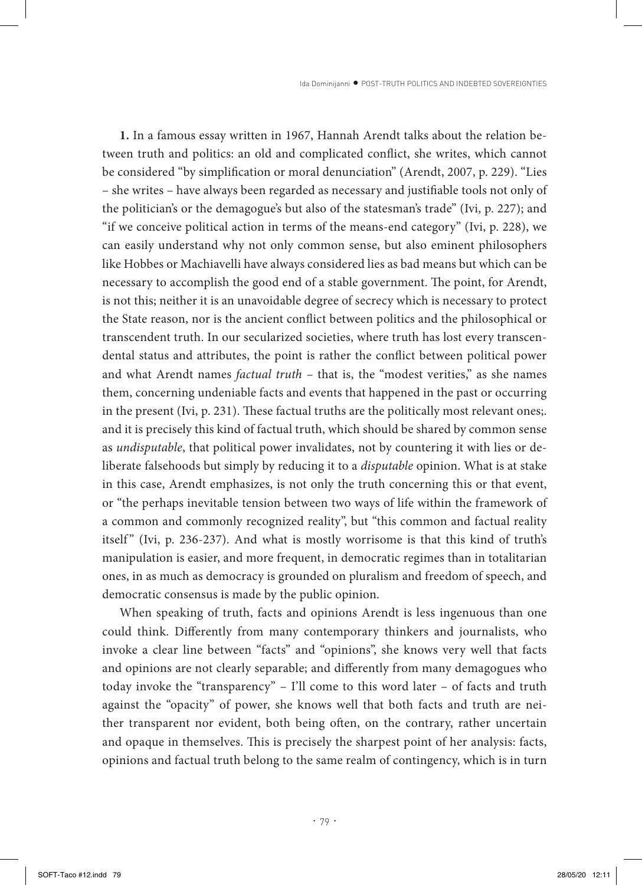**1.** In a famous essay written in 1967, Hannah Arendt talks about the relation between truth and politics: an old and complicated conflict, she writes, which cannot be considered "by simplification or moral denunciation" (Arendt, 2007, p. 229). "Lies – she writes – have always been regarded as necessary and justifiable tools not only of the politician's or the demagogue's but also of the statesman's trade" (Ivi, p. 227); and "if we conceive political action in terms of the means-end category" (Ivi, p. 228), we can easily understand why not only common sense, but also eminent philosophers like Hobbes or Machiavelli have always considered lies as bad means but which can be necessary to accomplish the good end of a stable government. The point, for Arendt, is not this; neither it is an unavoidable degree of secrecy which is necessary to protect the State reason, nor is the ancient conflict between politics and the philosophical or transcendent truth. In our secularized societies, where truth has lost every transcendental status and attributes, the point is rather the conflict between political power and what Arendt names *factual truth* – that is, the "modest verities," as she names them, concerning undeniable facts and events that happened in the past or occurring in the present (Ivi, p. 231). These factual truths are the politically most relevant ones;. and it is precisely this kind of factual truth, which should be shared by common sense as *undisputable*, that political power invalidates, not by countering it with lies or deliberate falsehoods but simply by reducing it to a *disputable* opinion. What is at stake in this case, Arendt emphasizes, is not only the truth concerning this or that event, or "the perhaps inevitable tension between two ways of life within the framework of a common and commonly recognized reality", but "this common and factual reality itself" (Ivi, p. 236-237). And what is mostly worrisome is that this kind of truth's manipulation is easier, and more frequent, in democratic regimes than in totalitarian ones, in as much as democracy is grounded on pluralism and freedom of speech, and democratic consensus is made by the public opinion.

When speaking of truth, facts and opinions Arendt is less ingenuous than one could think. Differently from many contemporary thinkers and journalists, who invoke a clear line between "facts" and "opinions", she knows very well that facts and opinions are not clearly separable; and differently from many demagogues who today invoke the "transparency" – I'll come to this word later – of facts and truth against the "opacity" of power, she knows well that both facts and truth are neither transparent nor evident, both being often, on the contrary, rather uncertain and opaque in themselves. This is precisely the sharpest point of her analysis: facts, opinions and factual truth belong to the same realm of contingency, which is in turn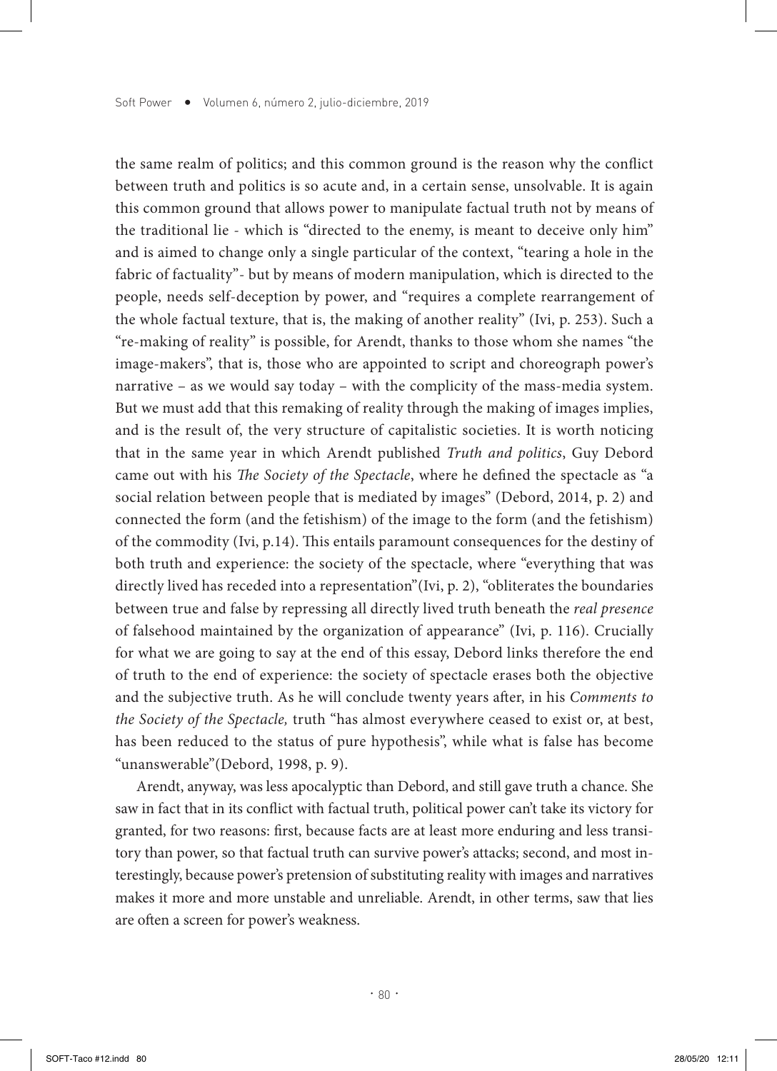the same realm of politics; and this common ground is the reason why the conflict between truth and politics is so acute and, in a certain sense, unsolvable. It is again this common ground that allows power to manipulate factual truth not by means of the traditional lie - which is "directed to the enemy, is meant to deceive only him" and is aimed to change only a single particular of the context, "tearing a hole in the fabric of factuality"- but by means of modern manipulation, which is directed to the people, needs self-deception by power, and "requires a complete rearrangement of the whole factual texture, that is, the making of another reality" (Ivi, p. 253). Such a "re-making of reality" is possible, for Arendt, thanks to those whom she names "the image-makers", that is, those who are appointed to script and choreograph power's narrative – as we would say today – with the complicity of the mass-media system. But we must add that this remaking of reality through the making of images implies, and is the result of, the very structure of capitalistic societies. It is worth noticing that in the same year in which Arendt published *Truth and politics*, Guy Debord came out with his *The Society of the Spectacle*, where he defined the spectacle as "a social relation between people that is mediated by images" (Debord, 2014, p. 2) and connected the form (and the fetishism) of the image to the form (and the fetishism) of the commodity (Ivi, p.14). This entails paramount consequences for the destiny of both truth and experience: the society of the spectacle, where "everything that was directly lived has receded into a representation"(Ivi, p. 2), "obliterates the boundaries between true and false by repressing all directly lived truth beneath the *real presence* of falsehood maintained by the organization of appearance" (Ivi, p. 116). Crucially for what we are going to say at the end of this essay, Debord links therefore the end of truth to the end of experience: the society of spectacle erases both the objective and the subjective truth. As he will conclude twenty years after, in his *Comments to the Society of the Spectacle,* truth "has almost everywhere ceased to exist or, at best, has been reduced to the status of pure hypothesis", while what is false has become "unanswerable"(Debord, 1998, p. 9).

Arendt, anyway, was less apocalyptic than Debord, and still gave truth a chance. She saw in fact that in its conflict with factual truth, political power can't take its victory for granted, for two reasons: first, because facts are at least more enduring and less transitory than power, so that factual truth can survive power's attacks; second, and most interestingly, because power's pretension of substituting reality with images and narratives makes it more and more unstable and unreliable. Arendt, in other terms, saw that lies are often a screen for power's weakness.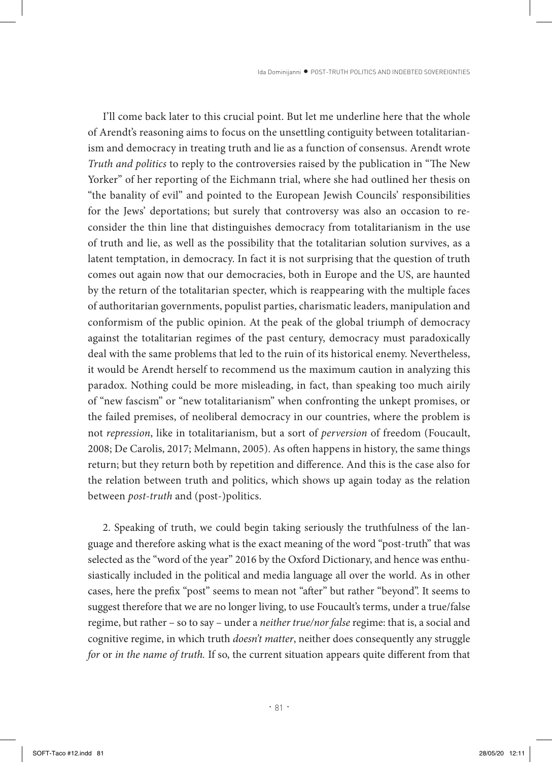I'll come back later to this crucial point. But let me underline here that the whole of Arendt's reasoning aims to focus on the unsettling contiguity between totalitarianism and democracy in treating truth and lie as a function of consensus. Arendt wrote *Truth and politics* to reply to the controversies raised by the publication in "The New Yorker" of her reporting of the Eichmann trial, where she had outlined her thesis on "the banality of evil" and pointed to the European Jewish Councils' responsibilities for the Jews' deportations; but surely that controversy was also an occasion to reconsider the thin line that distinguishes democracy from totalitarianism in the use of truth and lie, as well as the possibility that the totalitarian solution survives, as a latent temptation, in democracy. In fact it is not surprising that the question of truth comes out again now that our democracies, both in Europe and the US, are haunted by the return of the totalitarian specter, which is reappearing with the multiple faces of authoritarian governments, populist parties, charismatic leaders, manipulation and conformism of the public opinion. At the peak of the global triumph of democracy against the totalitarian regimes of the past century, democracy must paradoxically deal with the same problems that led to the ruin of its historical enemy. Nevertheless, it would be Arendt herself to recommend us the maximum caution in analyzing this paradox. Nothing could be more misleading, in fact, than speaking too much airily of "new fascism" or "new totalitarianism" when confronting the unkept promises, or the failed premises, of neoliberal democracy in our countries, where the problem is not *repression*, like in totalitarianism, but a sort of *perversion* of freedom (Foucault, 2008; De Carolis, 2017; Melmann, 2005). As often happens in history, the same things return; but they return both by repetition and difference. And this is the case also for the relation between truth and politics, which shows up again today as the relation between *post-truth* and (post-)politics.

2. Speaking of truth, we could begin taking seriously the truthfulness of the language and therefore asking what is the exact meaning of the word "post-truth" that was selected as the "word of the year" 2016 by the Oxford Dictionary, and hence was enthusiastically included in the political and media language all over the world. As in other cases, here the prefix "post" seems to mean not "after" but rather "beyond". It seems to suggest therefore that we are no longer living, to use Foucault's terms, under a true/false regime, but rather – so to say – under a *neither true/nor false* regime: that is, a social and cognitive regime, in which truth *doesn't matter*, neither does consequently any struggle *for* or *in the name of truth.* If so, the current situation appears quite different from that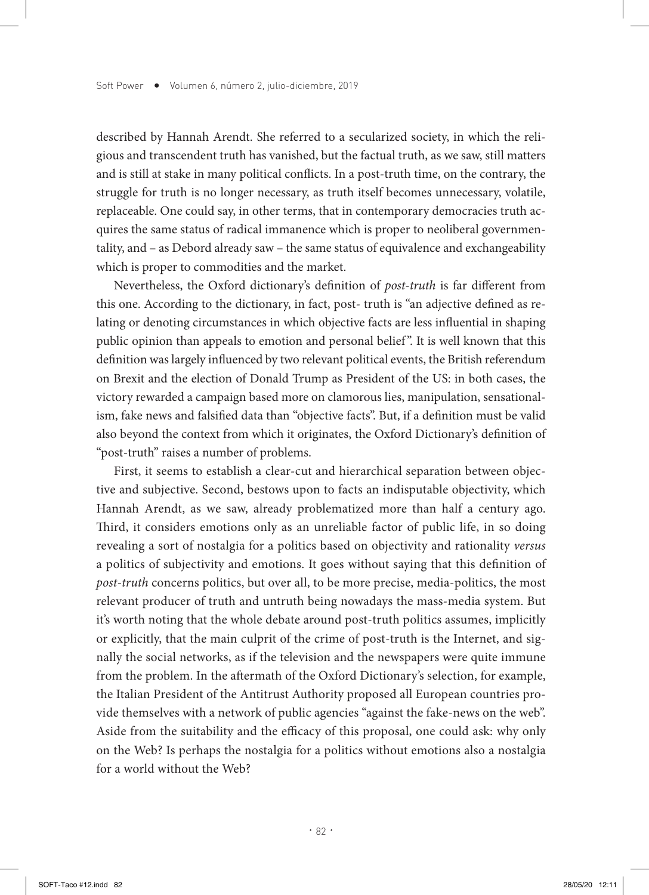described by Hannah Arendt. She referred to a secularized society, in which the religious and transcendent truth has vanished, but the factual truth, as we saw, still matters and is still at stake in many political conflicts. In a post-truth time, on the contrary, the struggle for truth is no longer necessary, as truth itself becomes unnecessary, volatile, replaceable. One could say, in other terms, that in contemporary democracies truth acquires the same status of radical immanence which is proper to neoliberal governmentality, and – as Debord already saw – the same status of equivalence and exchangeability which is proper to commodities and the market.

Nevertheless, the Oxford dictionary's definition of *post-truth* is far different from this one. According to the dictionary, in fact, post- truth is "an adjective defined as relating or denoting circumstances in which objective facts are less influential in shaping public opinion than appeals to emotion and personal belief". It is well known that this definition was largely influenced by two relevant political events, the British referendum on Brexit and the election of Donald Trump as President of the US: in both cases, the victory rewarded a campaign based more on clamorous lies, manipulation, sensationalism, fake news and falsified data than "objective facts". But, if a definition must be valid also beyond the context from which it originates, the Oxford Dictionary's definition of "post-truth" raises a number of problems.

First, it seems to establish a clear-cut and hierarchical separation between objective and subjective. Second, bestows upon to facts an indisputable objectivity, which Hannah Arendt, as we saw, already problematized more than half a century ago. Third, it considers emotions only as an unreliable factor of public life, in so doing revealing a sort of nostalgia for a politics based on objectivity and rationality *versus* a politics of subjectivity and emotions. It goes without saying that this definition of *post-truth* concerns politics, but over all, to be more precise, media-politics, the most relevant producer of truth and untruth being nowadays the mass-media system. But it's worth noting that the whole debate around post-truth politics assumes, implicitly or explicitly, that the main culprit of the crime of post-truth is the Internet, and signally the social networks, as if the television and the newspapers were quite immune from the problem. In the aftermath of the Oxford Dictionary's selection, for example, the Italian President of the Antitrust Authority proposed all European countries provide themselves with a network of public agencies "against the fake-news on the web". Aside from the suitability and the efficacy of this proposal, one could ask: why only on the Web? Is perhaps the nostalgia for a politics without emotions also a nostalgia for a world without the Web?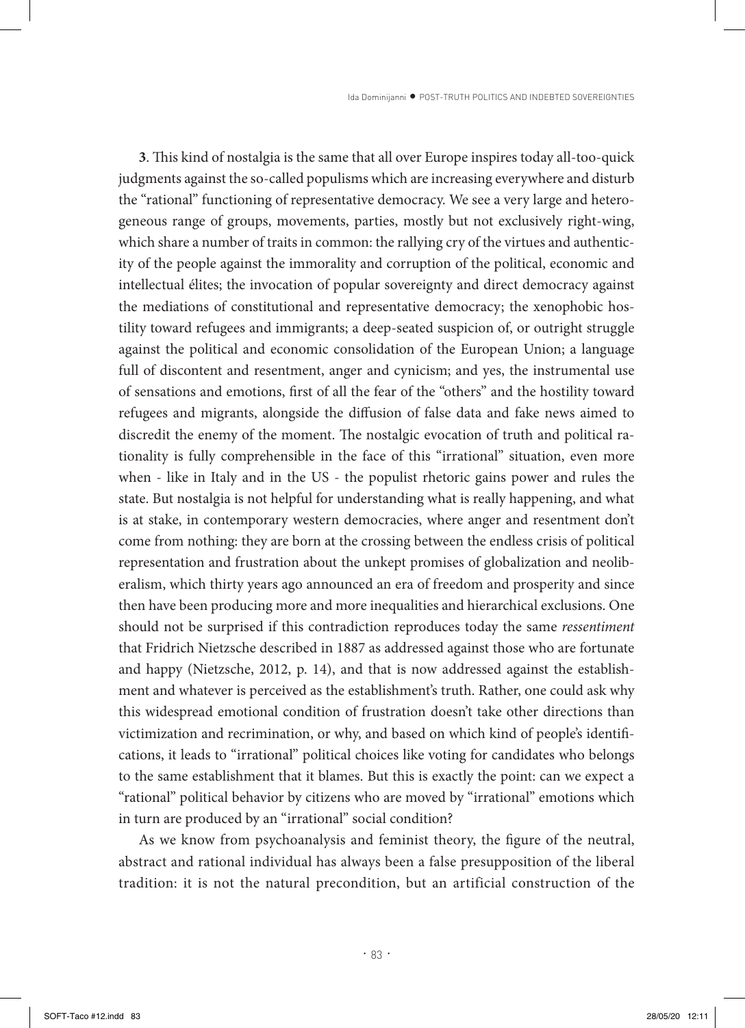**3**. This kind of nostalgia is the same that all over Europe inspires today all-too-quick judgments against the so-called populisms which are increasing everywhere and disturb the "rational" functioning of representative democracy. We see a very large and heterogeneous range of groups, movements, parties, mostly but not exclusively right-wing, which share a number of traits in common: the rallying cry of the virtues and authenticity of the people against the immorality and corruption of the political, economic and intellectual élites; the invocation of popular sovereignty and direct democracy against the mediations of constitutional and representative democracy; the xenophobic hostility toward refugees and immigrants; a deep-seated suspicion of, or outright struggle against the political and economic consolidation of the European Union; a language full of discontent and resentment, anger and cynicism; and yes, the instrumental use of sensations and emotions, first of all the fear of the "others" and the hostility toward refugees and migrants, alongside the diffusion of false data and fake news aimed to discredit the enemy of the moment. The nostalgic evocation of truth and political rationality is fully comprehensible in the face of this "irrational" situation, even more when - like in Italy and in the US - the populist rhetoric gains power and rules the state. But nostalgia is not helpful for understanding what is really happening, and what is at stake, in contemporary western democracies, where anger and resentment don't come from nothing: they are born at the crossing between the endless crisis of political representation and frustration about the unkept promises of globalization and neoliberalism, which thirty years ago announced an era of freedom and prosperity and since then have been producing more and more inequalities and hierarchical exclusions. One should not be surprised if this contradiction reproduces today the same *ressentiment* that Fridrich Nietzsche described in 1887 as addressed against those who are fortunate and happy (Nietzsche, 2012, p. 14), and that is now addressed against the establishment and whatever is perceived as the establishment's truth. Rather, one could ask why this widespread emotional condition of frustration doesn't take other directions than victimization and recrimination, or why, and based on which kind of people's identifications, it leads to "irrational" political choices like voting for candidates who belongs to the same establishment that it blames. But this is exactly the point: can we expect a "rational" political behavior by citizens who are moved by "irrational" emotions which in turn are produced by an "irrational" social condition?

As we know from psychoanalysis and feminist theory, the figure of the neutral, abstract and rational individual has always been a false presupposition of the liberal tradition: it is not the natural precondition, but an artificial construction of the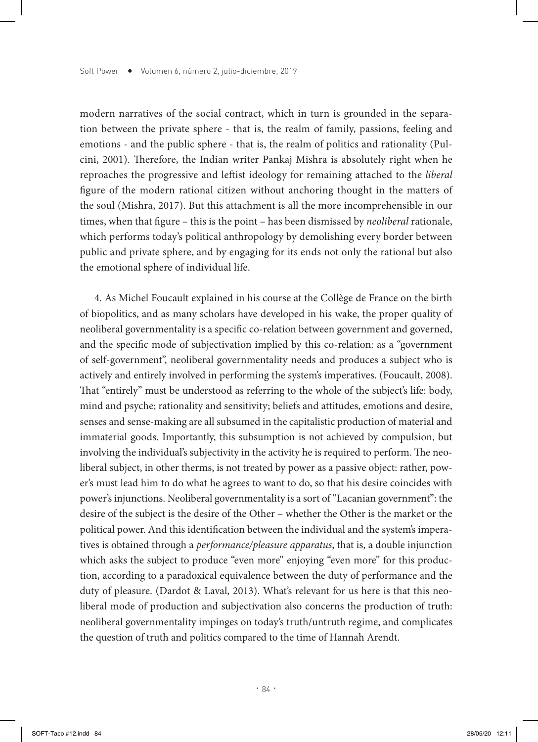modern narratives of the social contract, which in turn is grounded in the separation between the private sphere - that is, the realm of family, passions, feeling and emotions - and the public sphere - that is, the realm of politics and rationality (Pulcini, 2001). Therefore, the Indian writer Pankaj Mishra is absolutely right when he reproaches the progressive and leftist ideology for remaining attached to the *liberal* figure of the modern rational citizen without anchoring thought in the matters of the soul (Mishra, 2017). But this attachment is all the more incomprehensible in our times, when that figure – this is the point – has been dismissed by *neoliberal* rationale, which performs today's political anthropology by demolishing every border between public and private sphere, and by engaging for its ends not only the rational but also the emotional sphere of individual life.

4. As Michel Foucault explained in his course at the Collège de France on the birth of biopolitics, and as many scholars have developed in his wake, the proper quality of neoliberal governmentality is a specific co-relation between government and governed, and the specific mode of subjectivation implied by this co-relation: as a "government of self-government", neoliberal governmentality needs and produces a subject who is actively and entirely involved in performing the system's imperatives. (Foucault, 2008). That "entirely" must be understood as referring to the whole of the subject's life: body, mind and psyche; rationality and sensitivity; beliefs and attitudes, emotions and desire, senses and sense-making are all subsumed in the capitalistic production of material and immaterial goods. Importantly, this subsumption is not achieved by compulsion, but involving the individual's subjectivity in the activity he is required to perform. The neoliberal subject, in other therms, is not treated by power as a passive object: rather, power's must lead him to do what he agrees to want to do, so that his desire coincides with power's injunctions. Neoliberal governmentality is a sort of "Lacanian government": the desire of the subject is the desire of the Other – whether the Other is the market or the political power. And this identification between the individual and the system's imperatives is obtained through a *performance/pleasure apparatus*, that is, a double injunction which asks the subject to produce "even more" enjoying "even more" for this production, according to a paradoxical equivalence between the duty of performance and the duty of pleasure. (Dardot & Laval, 2013). What's relevant for us here is that this neoliberal mode of production and subjectivation also concerns the production of truth: neoliberal governmentality impinges on today's truth/untruth regime, and complicates the question of truth and politics compared to the time of Hannah Arendt.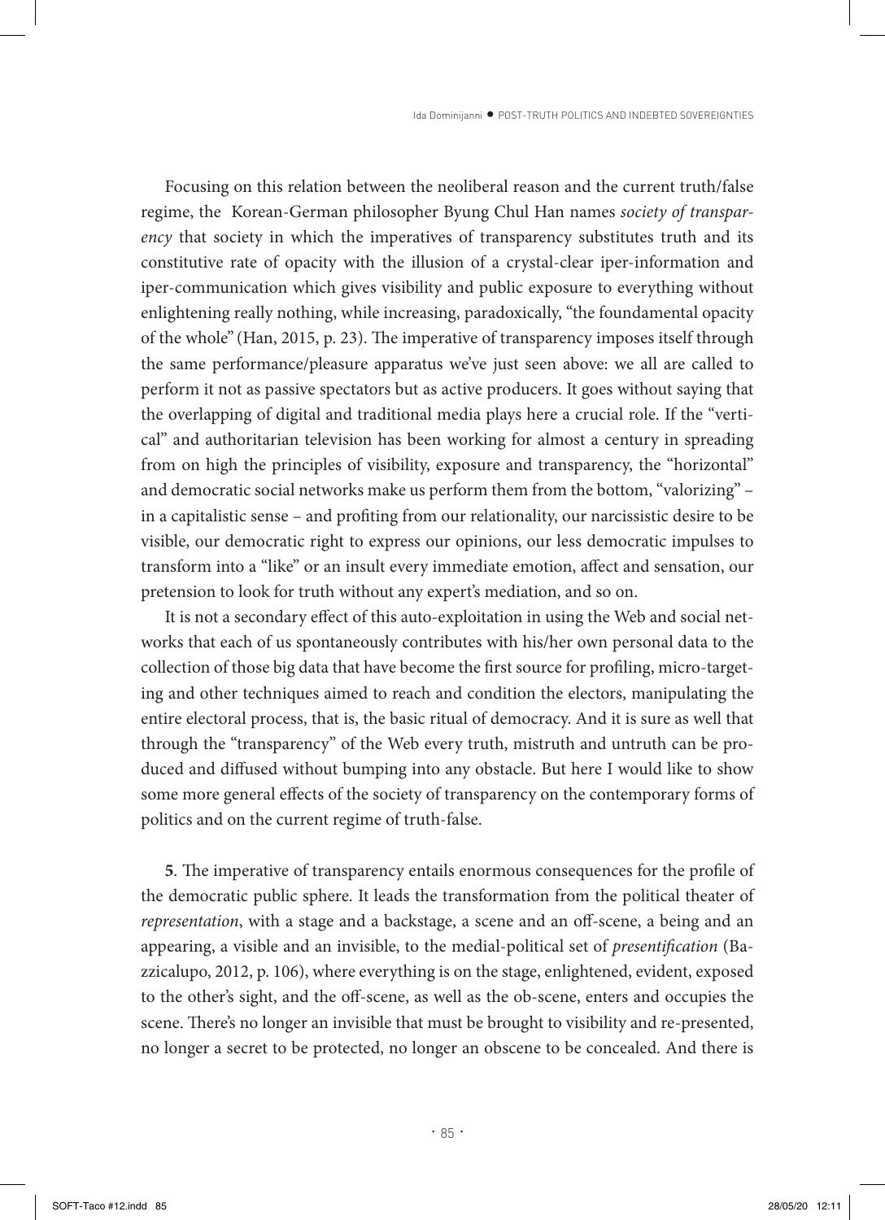Focusing on this relation between the neoliberal reason and the current truth/false regime, the Korean-German philosopher Byung Chul Han names *society of transparency* that society in which the imperatives of transparency substitutes truth and its constitutive rate of opacity with the illusion of a crystal-clear iper-information and iper-communication which gives visibility and public exposure to everything without enlightening really nothing, while increasing, paradoxically, "the foundamental opacity of the whole" (Han, 2015, p. 23). The imperative of transparency imposes itself through the same performance/pleasure apparatus we've just seen above: we all are called to perform it not as passive spectators but as active producers. It goes without saying that the overlapping of digital and traditional media plays here a crucial role. If the "vertical" and authoritarian television has been working for almost a century in spreading from on high the principles of visibility, exposure and transparency, the "horizontal" and democratic social networks make us perform them from the bottom, "valorizing" – in a capitalistic sense – and profiting from our relationality, our narcissistic desire to be visible, our democratic right to express our opinions, our less democratic impulses to transform into a "like" or an insult every immediate emotion, affect and sensation, our pretension to look for truth without any expert's mediation, and so on.

It is not a secondary effect of this auto-exploitation in using the Web and social networks that each of us spontaneously contributes with his/her own personal data to the collection of those big data that have become the first source for profiling, micro-targeting and other techniques aimed to reach and condition the electors, manipulating the entire electoral process, that is, the basic ritual of democracy. And it is sure as well that through the "transparency" of the Web every truth, mistruth and untruth can be produced and diffused without bumping into any obstacle. But here I would like to show some more general effects of the society of transparency on the contemporary forms of politics and on the current regime of truth-false.

**5**. The imperative of transparency entails enormous consequences for the profile of the democratic public sphere. It leads the transformation from the political theater of *representation*, with a stage and a backstage, a scene and an off-scene, a being and an appearing, a visible and an invisible, to the medial-political set of *presentification* (Bazzicalupo, 2012, p. 106), where everything is on the stage, enlightened, evident, exposed to the other's sight, and the off-scene, as well as the ob-scene, enters and occupies the scene. There's no longer an invisible that must be brought to visibility and re-presented, no longer a secret to be protected, no longer an obscene to be concealed. And there is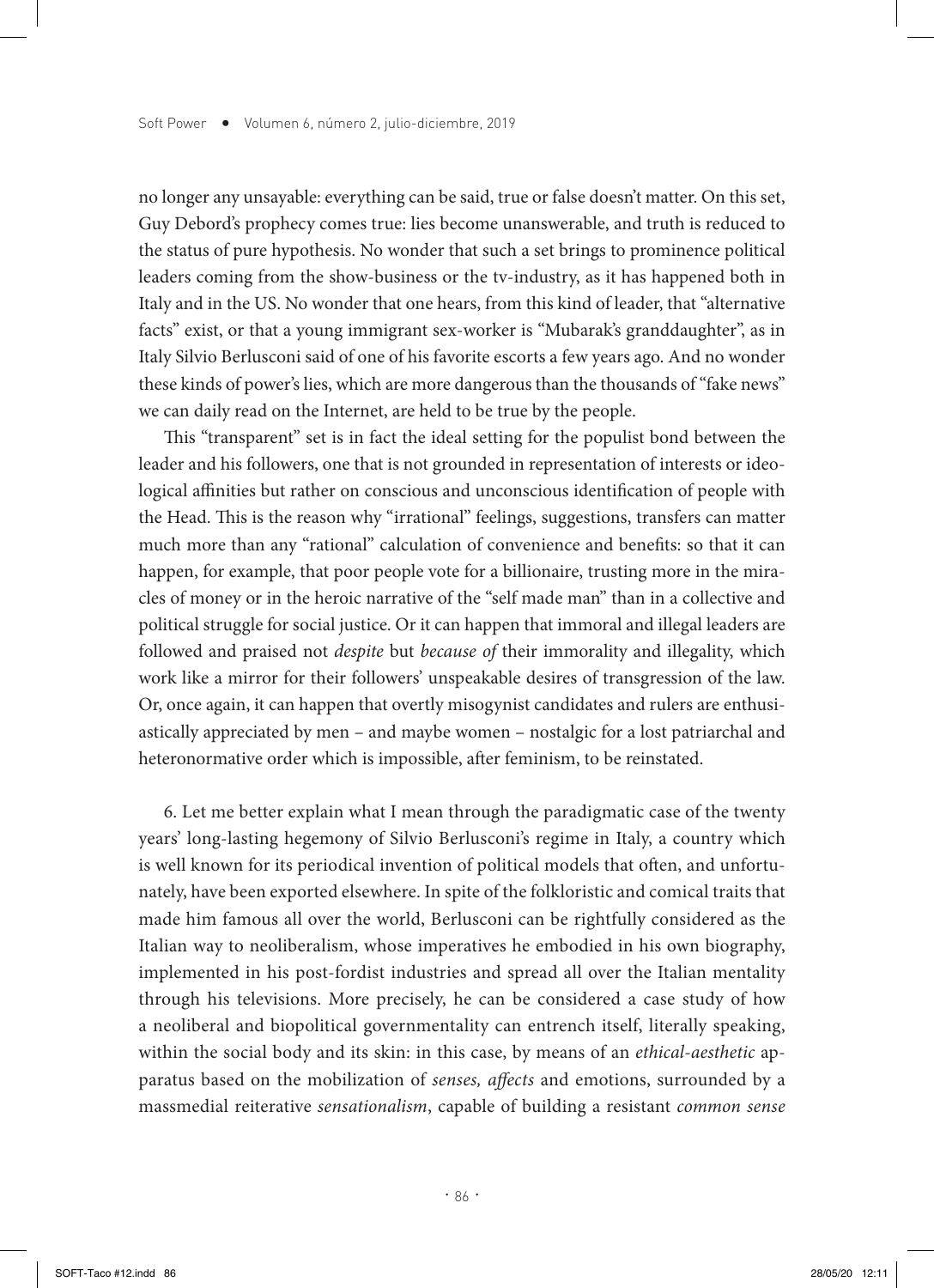no longer any unsayable: everything can be said, true or false doesn't matter. On this set, Guy Debord's prophecy comes true: lies become unanswerable, and truth is reduced to the status of pure hypothesis. No wonder that such a set brings to prominence political leaders coming from the show-business or the tv-industry, as it has happened both in Italy and in the US. No wonder that one hears, from this kind of leader, that "alternative facts" exist, or that a young immigrant sex-worker is "Mubarak's granddaughter", as in Italy Silvio Berlusconi said of one of his favorite escorts a few years ago. And no wonder these kinds of power's lies, which are more dangerous than the thousands of "fake news" we can daily read on the Internet, are held to be true by the people.

This "transparent" set is in fact the ideal setting for the populist bond between the leader and his followers, one that is not grounded in representation of interests or ideological affinities but rather on conscious and unconscious identification of people with the Head. This is the reason why "irrational" feelings, suggestions, transfers can matter much more than any "rational" calculation of convenience and benefits: so that it can happen, for example, that poor people vote for a billionaire, trusting more in the miracles of money or in the heroic narrative of the "self made man" than in a collective and political struggle for social justice. Or it can happen that immoral and illegal leaders are followed and praised not *despite* but *because of* their immorality and illegality, which work like a mirror for their followers' unspeakable desires of transgression of the law. Or, once again, it can happen that overtly misogynist candidates and rulers are enthusiastically appreciated by men – and maybe women – nostalgic for a lost patriarchal and heteronormative order which is impossible, after feminism, to be reinstated.

6. Let me better explain what I mean through the paradigmatic case of the twenty years' long-lasting hegemony of Silvio Berlusconi's regime in Italy, a country which is well known for its periodical invention of political models that often, and unfortunately, have been exported elsewhere. In spite of the folkloristic and comical traits that made him famous all over the world, Berlusconi can be rightfully considered as the Italian way to neoliberalism, whose imperatives he embodied in his own biography, implemented in his post-fordist industries and spread all over the Italian mentality through his televisions. More precisely, he can be considered a case study of how a neoliberal and biopolitical governmentality can entrench itself, literally speaking, within the social body and its skin: in this case, by means of an *ethical-aesthetic* apparatus based on the mobilization of *senses, affects* and emotions, surrounded by a massmedial reiterative *sensationalism*, capable of building a resistant *common sense*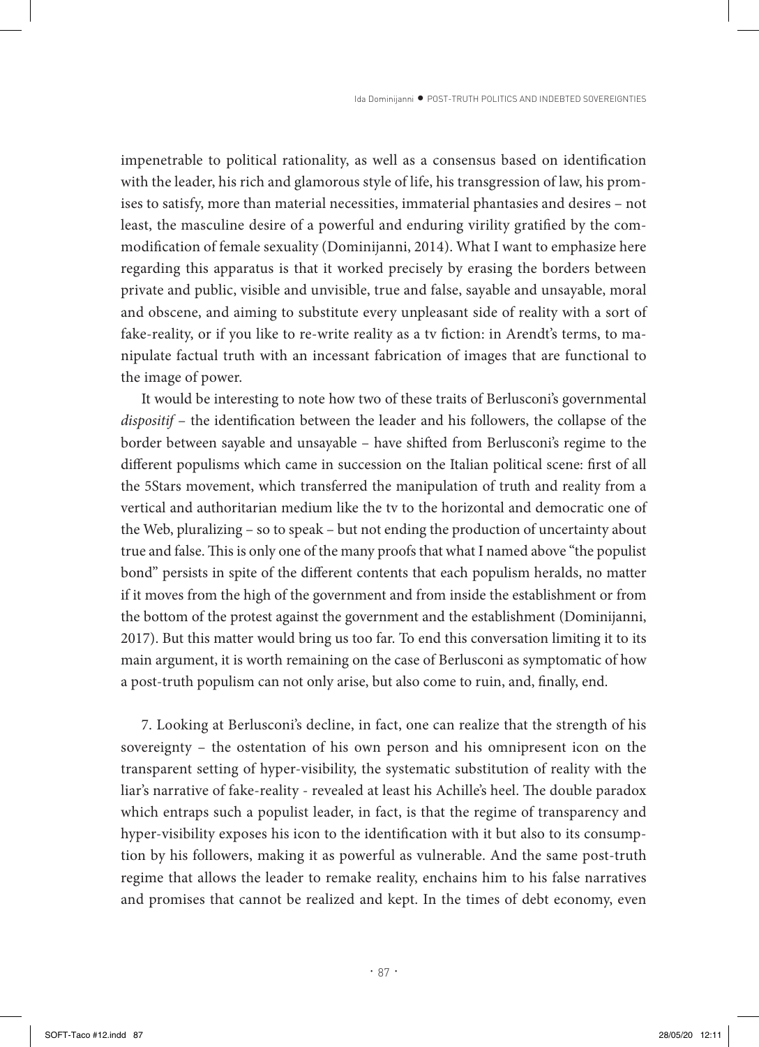impenetrable to political rationality, as well as a consensus based on identification with the leader, his rich and glamorous style of life, his transgression of law, his promises to satisfy, more than material necessities, immaterial phantasies and desires – not least, the masculine desire of a powerful and enduring virility gratified by the commodification of female sexuality (Dominijanni, 2014). What I want to emphasize here regarding this apparatus is that it worked precisely by erasing the borders between private and public, visible and unvisible, true and false, sayable and unsayable, moral and obscene, and aiming to substitute every unpleasant side of reality with a sort of fake-reality, or if you like to re-write reality as a tv fiction: in Arendt's terms, to manipulate factual truth with an incessant fabrication of images that are functional to the image of power.

It would be interesting to note how two of these traits of Berlusconi's governmental *dispositif* – the identification between the leader and his followers, the collapse of the border between sayable and unsayable – have shifted from Berlusconi's regime to the different populisms which came in succession on the Italian political scene: first of all the 5Stars movement, which transferred the manipulation of truth and reality from a vertical and authoritarian medium like the tv to the horizontal and democratic one of the Web, pluralizing – so to speak – but not ending the production of uncertainty about true and false. This is only one of the many proofs that what I named above "the populist bond" persists in spite of the different contents that each populism heralds, no matter if it moves from the high of the government and from inside the establishment or from the bottom of the protest against the government and the establishment (Dominijanni, 2017). But this matter would bring us too far. To end this conversation limiting it to its main argument, it is worth remaining on the case of Berlusconi as symptomatic of how a post-truth populism can not only arise, but also come to ruin, and, finally, end.

7. Looking at Berlusconi's decline, in fact, one can realize that the strength of his sovereignty – the ostentation of his own person and his omnipresent icon on the transparent setting of hyper-visibility, the systematic substitution of reality with the liar's narrative of fake-reality - revealed at least his Achille's heel. The double paradox which entraps such a populist leader, in fact, is that the regime of transparency and hyper-visibility exposes his icon to the identification with it but also to its consumption by his followers, making it as powerful as vulnerable. And the same post-truth regime that allows the leader to remake reality, enchains him to his false narratives and promises that cannot be realized and kept. In the times of debt economy, even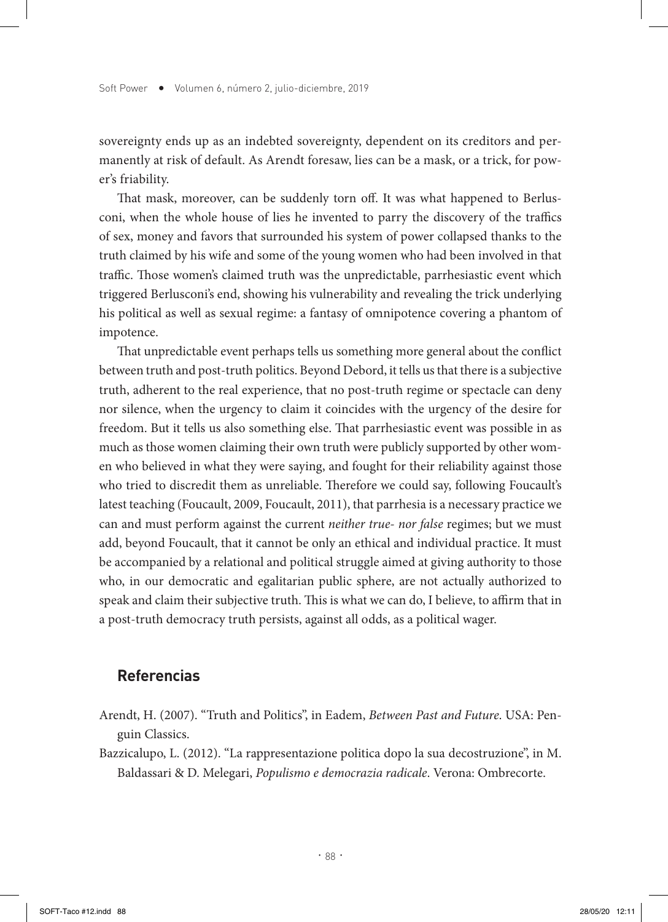sovereignty ends up as an indebted sovereignty, dependent on its creditors and permanently at risk of default. As Arendt foresaw, lies can be a mask, or a trick, for power's friability.

That mask, moreover, can be suddenly torn off. It was what happened to Berlusconi, when the whole house of lies he invented to parry the discovery of the traffics of sex, money and favors that surrounded his system of power collapsed thanks to the truth claimed by his wife and some of the young women who had been involved in that traffic. Those women's claimed truth was the unpredictable, parrhesiastic event which triggered Berlusconi's end, showing his vulnerability and revealing the trick underlying his political as well as sexual regime: a fantasy of omnipotence covering a phantom of impotence.

That unpredictable event perhaps tells us something more general about the conflict between truth and post-truth politics. Beyond Debord, it tells us that there is a subjective truth, adherent to the real experience, that no post-truth regime or spectacle can deny nor silence, when the urgency to claim it coincides with the urgency of the desire for freedom. But it tells us also something else. That parrhesiastic event was possible in as much as those women claiming their own truth were publicly supported by other women who believed in what they were saying, and fought for their reliability against those who tried to discredit them as unreliable. Therefore we could say, following Foucault's latest teaching (Foucault, 2009, Foucault, 2011), that parrhesia is a necessary practice we can and must perform against the current *neither true- nor false* regimes; but we must add, beyond Foucault, that it cannot be only an ethical and individual practice. It must be accompanied by a relational and political struggle aimed at giving authority to those who, in our democratic and egalitarian public sphere, are not actually authorized to speak and claim their subjective truth. This is what we can do, I believe, to affirm that in a post-truth democracy truth persists, against all odds, as a political wager.

## Referencias

Arendt, H. (2007). "Truth and Politics", in Eadem, *Between Past and Future*. USA: Penguin Classics.

Bazzicalupo, L. (2012). "La rappresentazione politica dopo la sua decostruzione", in M. Baldassari & D. Melegari, *Populismo e democrazia radicale*. Verona: Ombrecorte.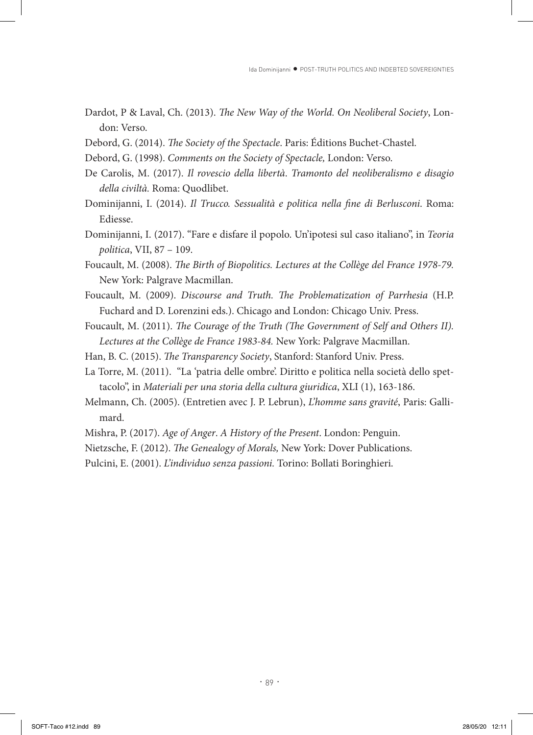Dardot, P & Laval, Ch. (2013). *The New Way of the World. On Neoliberal Society*, London: Verso.

Debord, G. (2014). *The Society of the Spectacle*. Paris: Éditions Buchet-Chastel.

Debord, G. (1998). *Comments on the Society of Spectacle,* London: Verso.

De Carolis, M. (2017). *Il rovescio della libertà*. *Tramonto del neoliberalismo e disagio della civiltà.* Roma: Quodlibet.

Dominijanni, I. (2014). *Il Trucco. Sessualità e politica nella fine di Berlusconi*. Roma: Ediesse.

Dominijanni, I. (2017). "Fare e disfare il popolo. Un'ipotesi sul caso italiano", in *Teoria politica*, VII, 87 – 109.

Foucault, M. (2008). *The Birth of Biopolitics. Lectures at the Collège del France 1978-79.* New York: Palgrave Macmillan.

Foucault, M. (2009). *Discourse and Truth. The Problematization of Parrhesia* (H.P. Fuchard and D. Lorenzini eds.). Chicago and London: Chicago Univ. Press.

Foucault, M. (2011). *The Courage of the Truth (The Government of Self and Others II). Lectures at the Collège de France 1983-84.* New York: Palgrave Macmillan.

Han, B. C. (2015). *The Transparency Society*, Stanford: Stanford Univ. Press.

La Torre, M. (2011). "La 'patria delle ombre'. Diritto e politica nella società dello spettacolo", in *Materiali per una storia della cultura giuridica*, XLI (1), 163-186.

Melmann, Ch. (2005). (Entretien avec J. P. Lebrun), *L'homme sans gravité*, Paris: Gallimard.

Mishra, P. (2017). *Age of Anger*. *A History of the Present*. London: Penguin.

Nietzsche, F. (2012). *The Genealogy of Morals,* New York: Dover Publications.

Pulcini, E. (2001). *L'individuo senza passioni.* Torino: Bollati Boringhieri.